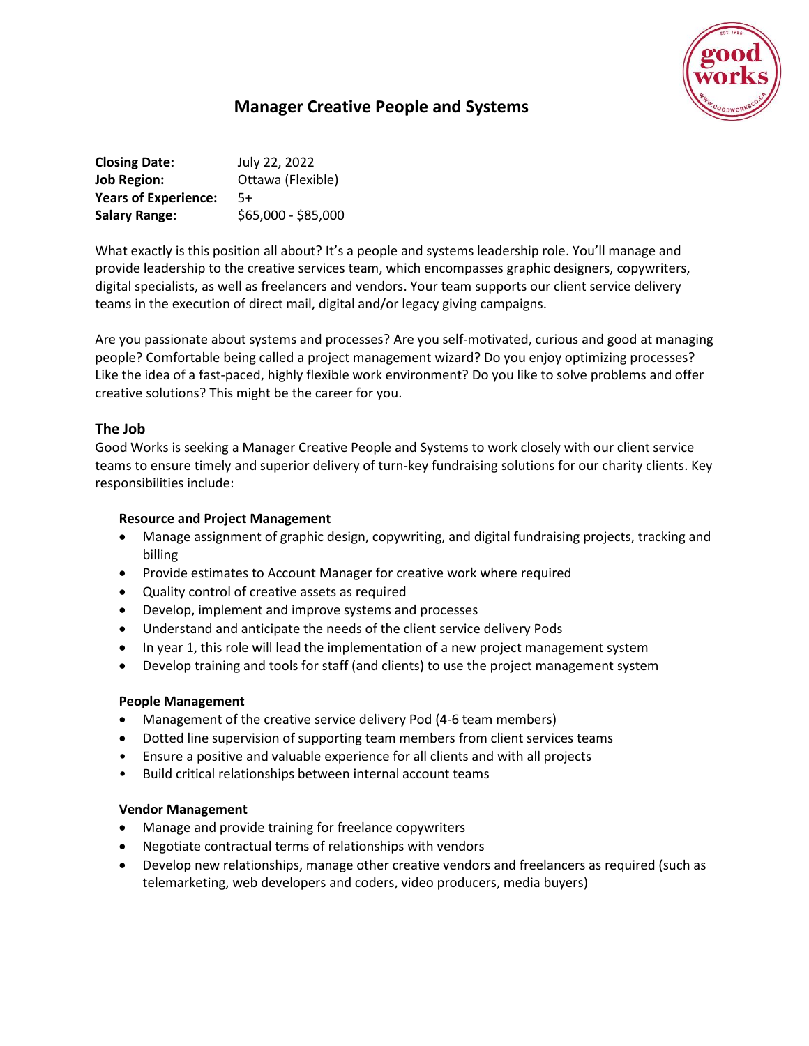# Manager Creative People and Systems

**Closing Date:** July 22, 2022
**Job Region:** Ottawa (Flexible)
**Years of Experience:** 5+
**Salary Range:** $65,000 - $85,000

What exactly is this position all about? It's a people and systems leadership role. You'll manage and provide leadership to the creative services team, which encompasses graphic designers, copywriters, digital specialists, as well as freelancers and vendors. Your team supports our client service delivery teams in the execution of direct mail, digital and/or legacy giving campaigns.

Are you passionate about systems and processes? Are you self-motivated, curious and good at managing people? Comfortable being called a project management wizard? Do you enjoy optimizing processes? Like the idea of a fast-paced, highly flexible work environment? Do you like to solve problems and offer creative solutions? This might be the career for you.

## The Job

Good Works is seeking a Manager Creative People and Systems to work closely with our client service teams to ensure timely and superior delivery of turn-key fundraising solutions for our charity clients. Key responsibilities include:

### Resource and Project Management

- Manage assignment of graphic design, copywriting, and digital fundraising projects, tracking and billing
- Provide estimates to Account Manager for creative work where required
- Quality control of creative assets as required
- Develop, implement and improve systems and processes
- Understand and anticipate the needs of the client service delivery Pods
- In year 1, this role will lead the implementation of a new project management system
- Develop training and tools for staff (and clients) to use the project management system

### People Management

- Management of the creative service delivery Pod (4-6 team members)
- Dotted line supervision of supporting team members from client services teams
- Ensure a positive and valuable experience for all clients and with all projects
- Build critical relationships between internal account teams

### Vendor Management

- Manage and provide training for freelance copywriters
- Negotiate contractual terms of relationships with vendors
- Develop new relationships, manage other creative vendors and freelancers as required (such as telemarketing, web developers and coders, video producers, media buyers)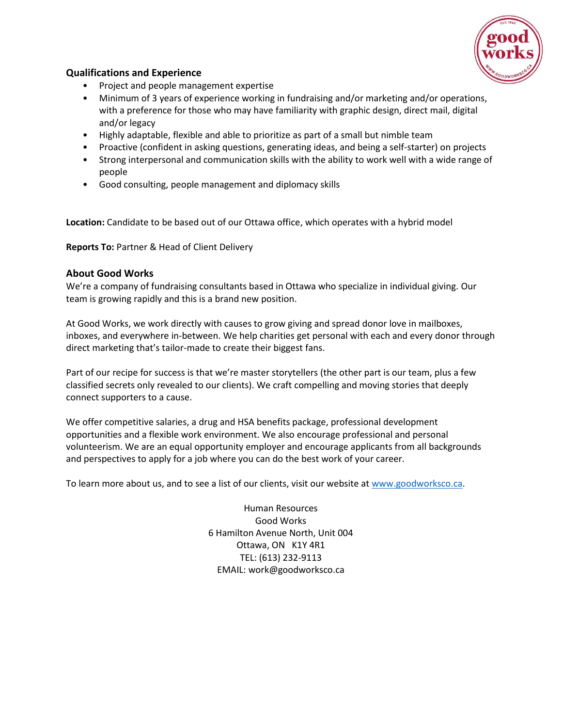### Qualifications and Experience

- Project and people management expertise
- Minimum of 3 years of experience working in fundraising and/or marketing and/or operations, with a preference for those who may have familiarity with graphic design, direct mail, digital and/or legacy
- Highly adaptable, flexible and able to prioritize as part of a small but nimble team
- Proactive (confident in asking questions, generating ideas, and being a self-starter) on projects
- Strong interpersonal and communication skills with the ability to work well with a wide range of people
- Good consulting, people management and diplomacy skills

**Location:** Candidate to be based out of our Ottawa office, which operates with a hybrid model

**Reports To:** Partner & Head of Client Delivery

### About Good Works

We're a company of fundraising consultants based in Ottawa who specialize in individual giving. Our team is growing rapidly and this is a brand new position.

At Good Works, we work directly with causes to grow giving and spread donor love in mailboxes, inboxes, and everywhere in-between. We help charities get personal with each and every donor through direct marketing that's tailor-made to create their biggest fans.

Part of our recipe for success is that we're master storytellers (the other part is our team, plus a few classified secrets only revealed to our clients). We craft compelling and moving stories that deeply connect supporters to a cause.

We offer competitive salaries, a drug and HSA benefits package, professional development opportunities and a flexible work environment. We also encourage professional and personal volunteerism. We are an equal opportunity employer and encourage applicants from all backgrounds and perspectives to apply for a job where you can do the best work of your career.

To learn more about us, and to see a list of our clients, visit our website at www.goodworksco.ca.

Human Resources
Good Works
6 Hamilton Avenue North, Unit 004
Ottawa, ON K1Y 4R1
TEL: (613) 232-9113
EMAIL: work@goodworksco.ca